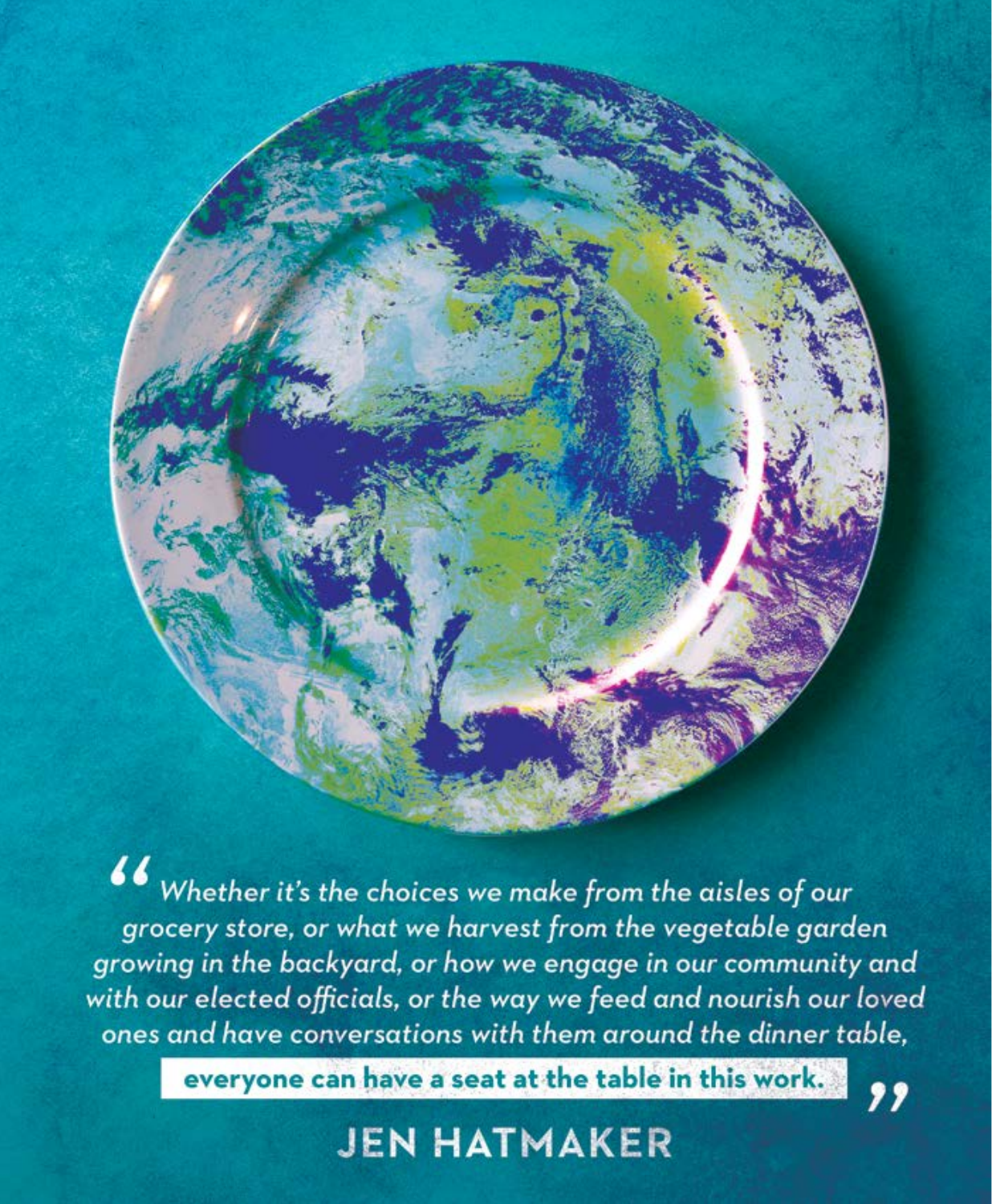*"Whether it's the choices we make from the aisles of our grocery store, or what we harvest from the vegetable garden growing in the backyard, or how we engage in our community and with our elected officials, or the way we feed and nourish our loved ones and have conversations with them around the dinner table,*

**everyone can have a seat at the table in this work."**

**JEN HATMAKER**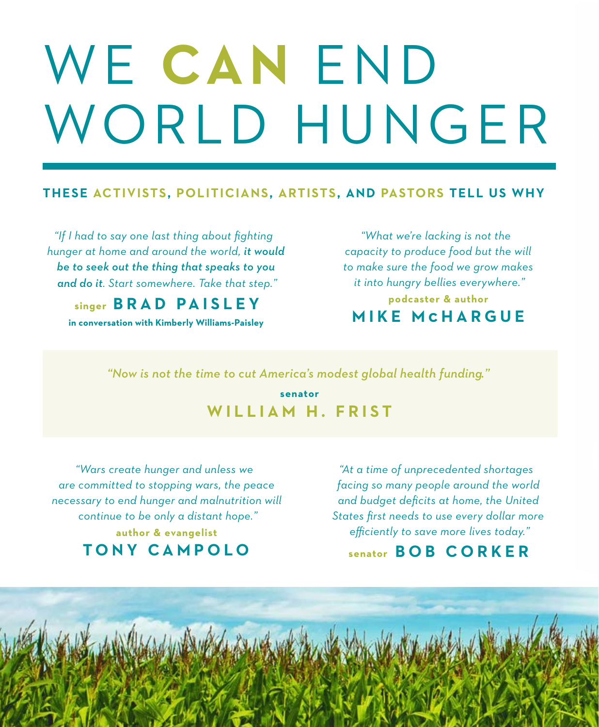# WE **CAN** END WORLD HUNGER

**THESE ACTIVISTS, POLITICIANS, ARTISTS, AND PASTORS TELL US WHY**

*"If I had to say one last thing about fighting hunger at home and around the world, **it would be to seek out the thing that speaks to you and do it**. Start somewhere. Take that step."*

singer **BRAD PAISLEY**

**in conversation with Kimberly Williams-Paisley**

*"What we're lacking is not the capacity to produce food but the will to make sure the food we grow makes it into hungry bellies everywhere."*

podcaster & author

**MIKE McHARGUE**

*"Now is not the time to cut America's modest global health funding."*

senator

**WILLIAM H. FRIST**

*"Wars create hunger and unless we are committed to stopping wars, the peace necessary to end hunger and malnutrition will continue to be only a distant hope."*

author & evangelist

**TONY CAMPOLO**

*"At a time of unprecedented shortages facing so many people around the world and budget deficits at home, the United States first needs to use every dollar more efficiently to save more lives today."*

senator **BOB CORKER**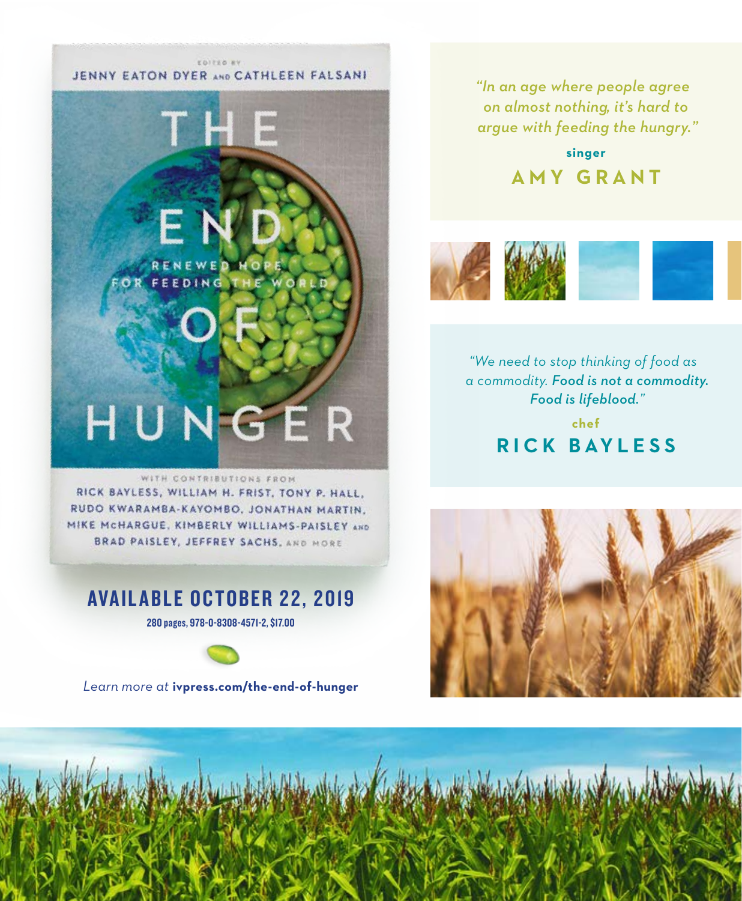EDITED BY

JENNY EATON DYER AND CATHLEEN FALSANI

# THE END OF HUNGER

RENEWED HOPE FOR FEEDING THE WORLD

WITH CONTRIBUTIONS FROM

RICK BAYLESS, WILLIAM H. FRIST, TONY P. HALL, RUDO KWARAMBA-KAYOMBO, JONATHAN MARTIN, MIKE McHARGUE, KIMBERLY WILLIAMS-PAISLEY AND BRAD PAISLEY, JEFFREY SACHS, AND MORE

## AVAILABLE OCTOBER 22, 2019

**280 pages, 978-0-8308-4571-2, $17.00**

*Learn more at* **ivpress.com/the-end-of-hunger**

*"In an age where people agree on almost nothing, it's hard to argue with feeding the hungry."*

**singer**

**AMY GRANT**

*"We need to stop thinking of food as a commodity.* ***Food is not a commodity. Food is lifeblood."***

**chef**

**RICK BAYLESS**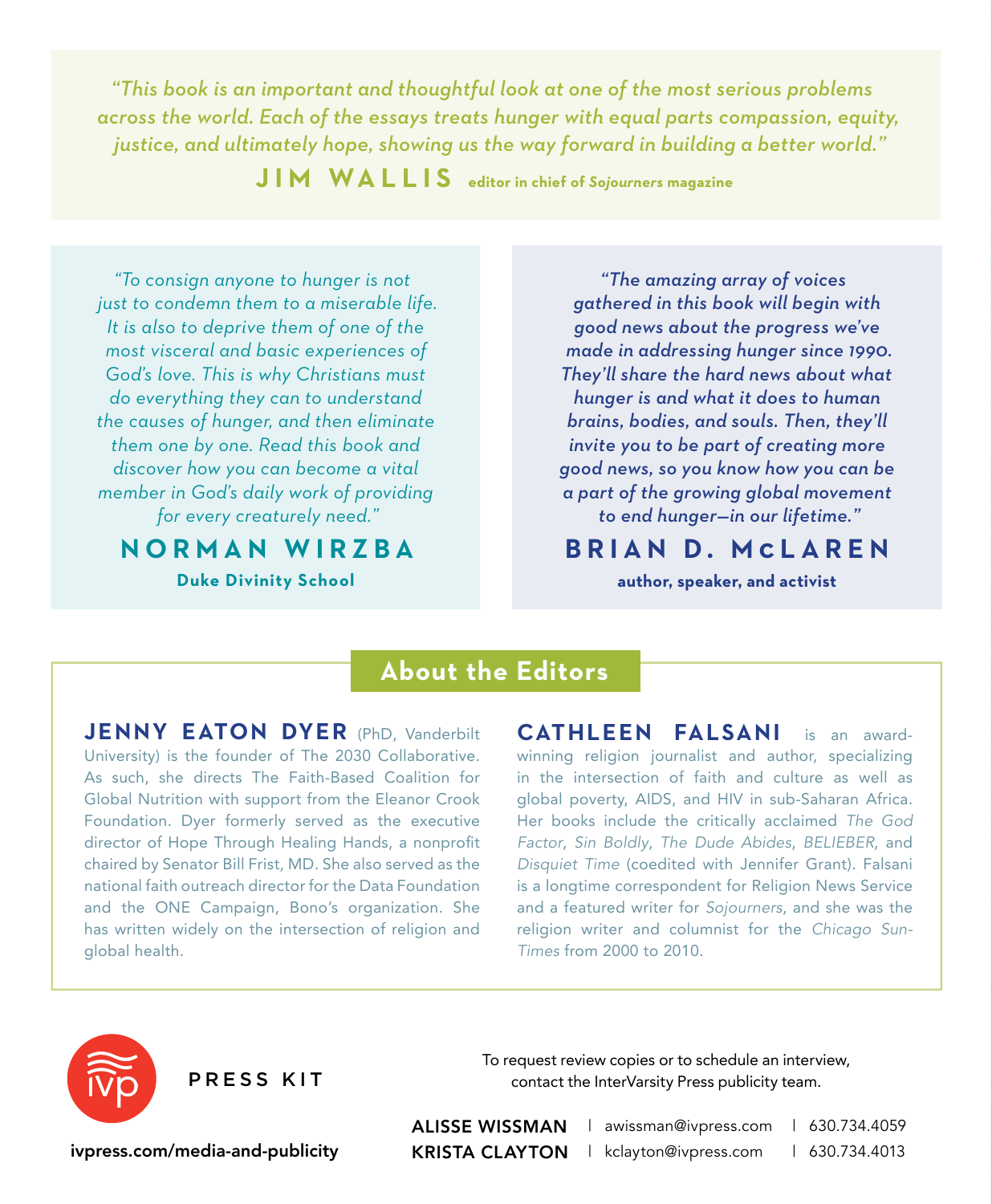*"This book is an important and thoughtful look at one of the most serious problems across the world. Each of the essays treats hunger with equal parts compassion, equity, justice, and ultimately hope, showing us the way forward in building a better world."*

**JIM WALLIS** editor in chief of *Sojourners* magazine

*"To consign anyone to hunger is not just to condemn them to a miserable life. It is also to deprive them of one of the most visceral and basic experiences of God's love. This is why Christians must do everything they can to understand the causes of hunger, and then eliminate them one by one. Read this book and discover how you can become a vital member in God's daily work of providing for every creaturely need."*

**NORMAN WIRZBA**
**Duke Divinity School**

*"The amazing array of voices gathered in this book will begin with good news about the progress we've made in addressing hunger since 1990. They'll share the hard news about what hunger is and what it does to human brains, bodies, and souls. Then, they'll invite you to be part of creating more good news, so you know how you can be a part of the growing global movement to end hunger—in our lifetime."*

**BRIAN D. McLAREN**
**author, speaker, and activist**

## About the Editors

**JENNY EATON DYER** (PhD, Vanderbilt University) is the founder of The 2030 Collaborative. As such, she directs The Faith-Based Coalition for Global Nutrition with support from the Eleanor Crook Foundation. Dyer formerly served as the executive director of Hope Through Healing Hands, a nonprofit chaired by Senator Bill Frist, MD. She also served as the national faith outreach director for the Data Foundation and the ONE Campaign, Bono's organization. She has written widely on the intersection of religion and global health.

**CATHLEEN FALSANI** is an award-winning religion journalist and author, specializing in the intersection of faith and culture as well as global poverty, AIDS, and HIV in sub-Saharan Africa. Her books include the critically acclaimed *The God Factor*, *Sin Boldly*, *The Dude Abides*, *BELIEBER*, and *Disquiet Time* (coedited with Jennifer Grant). Falsani is a longtime correspondent for Religion News Service and a featured writer for *Sojourners*, and she was the religion writer and columnist for the *Chicago Sun-Times* from 2000 to 2010.

ivp PRESS KIT

ivpress.com/media-and-publicity

To request review copies or to schedule an interview, contact the InterVarsity Press publicity team.

**ALISSE WISSMAN** | awissman@ivpress.com | 630.734.4059
**KRISTA CLAYTON** | kclayton@ivpress.com | 630.734.4013